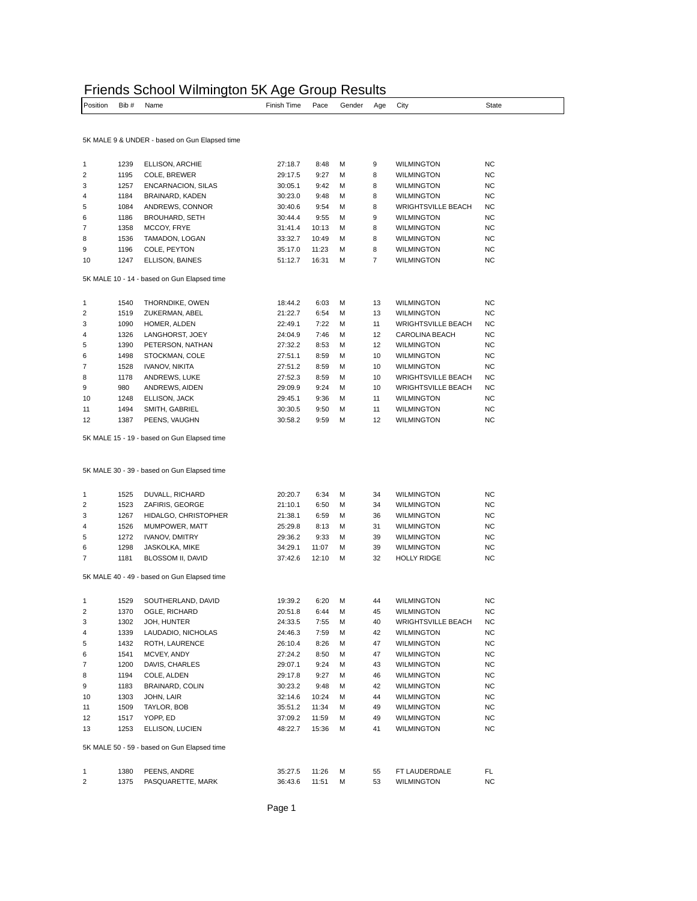# Friends School Wilmington 5K Age Group Results

### 5K MALE 9 & UNDER - based on Gun Elapsed time

| Position | Bib # | Name | Finish Time | Pace | Gender | Age | City | State |
|---|---|---|---|---|---|---|---|---|
| 1 | 1239 | ELLISON, ARCHIE | 27:18.7 | 8:48 | M | 9 | WILMINGTON | NC |
| 2 | 1195 | COLE, BREWER | 29:17.5 | 9:27 | M | 8 | WILMINGTON | NC |
| 3 | 1257 | ENCARNACION, SILAS | 30:05.1 | 9:42 | M | 8 | WILMINGTON | NC |
| 4 | 1184 | BRAINARD, KADEN | 30:23.0 | 9:48 | M | 8 | WILMINGTON | NC |
| 5 | 1084 | ANDREWS, CONNOR | 30:40.6 | 9:54 | M | 8 | WRIGHTSVILLE BEACH | NC |
| 6 | 1186 | BROUHARD, SETH | 30:44.4 | 9:55 | M | 9 | WILMINGTON | NC |
| 7 | 1358 | MCCOY, FRYE | 31:41.4 | 10:13 | M | 8 | WILMINGTON | NC |
| 8 | 1536 | TAMADON, LOGAN | 33:32.7 | 10:49 | M | 8 | WILMINGTON | NC |
| 9 | 1196 | COLE, PEYTON | 35:17.0 | 11:23 | M | 8 | WILMINGTON | NC |
| 10 | 1247 | ELLISON, BAINES | 51:12.7 | 16:31 | M | 7 | WILMINGTON | NC |

### 5K MALE 10 - 14 - based on Gun Elapsed time

| Position | Bib # | Name | Finish Time | Pace | Gender | Age | City | State |
|---|---|---|---|---|---|---|---|---|
| 1 | 1540 | THORNDIKE, OWEN | 18:44.2 | 6:03 | M | 13 | WILMINGTON | NC |
| 2 | 1519 | ZUKERMAN, ABEL | 21:22.7 | 6:54 | M | 13 | WILMINGTON | NC |
| 3 | 1090 | HOMER, ALDEN | 22:49.1 | 7:22 | M | 11 | WRIGHTSVILLE BEACH | NC |
| 4 | 1326 | LANGHORST, JOEY | 24:04.9 | 7:46 | M | 12 | CAROLINA BEACH | NC |
| 5 | 1390 | PETERSON, NATHAN | 27:32.2 | 8:53 | M | 12 | WILMINGTON | NC |
| 6 | 1498 | STOCKMAN, COLE | 27:51.1 | 8:59 | M | 10 | WILMINGTON | NC |
| 7 | 1528 | IVANOV, NIKITA | 27:51.2 | 8:59 | M | 10 | WILMINGTON | NC |
| 8 | 1178 | ANDREWS, LUKE | 27:52.3 | 8:59 | M | 10 | WRIGHTSVILLE BEACH | NC |
| 9 | 980 | ANDREWS, AIDEN | 29:09.9 | 9:24 | M | 10 | WRIGHTSVILLE BEACH | NC |
| 10 | 1248 | ELLISON, JACK | 29:45.1 | 9:36 | M | 11 | WILMINGTON | NC |
| 11 | 1494 | SMITH, GABRIEL | 30:30.5 | 9:50 | M | 11 | WILMINGTON | NC |
| 12 | 1387 | PEENS, VAUGHN | 30:58.2 | 9:59 | M | 12 | WILMINGTON | NC |

### 5K MALE 15 - 19 - based on Gun Elapsed time

### 5K MALE 30 - 39 - based on Gun Elapsed time

| Position | Bib # | Name | Finish Time | Pace | Gender | Age | City | State |
|---|---|---|---|---|---|---|---|---|
| 1 | 1525 | DUVALL, RICHARD | 20:20.7 | 6:34 | M | 34 | WILMINGTON | NC |
| 2 | 1523 | ZAFIRIS, GEORGE | 21:10.1 | 6:50 | M | 34 | WILMINGTON | NC |
| 3 | 1267 | HIDALGO, CHRISTOPHER | 21:38.1 | 6:59 | M | 36 | WILMINGTON | NC |
| 4 | 1526 | MUMPOWER, MATT | 25:29.8 | 8:13 | M | 31 | WILMINGTON | NC |
| 5 | 1272 | IVANOV, DMITRY | 29:36.2 | 9:33 | M | 39 | WILMINGTON | NC |
| 6 | 1298 | JASKOLKA, MIKE | 34:29.1 | 11:07 | M | 39 | WILMINGTON | NC |
| 7 | 1181 | BLOSSOM II, DAVID | 37:42.6 | 12:10 | M | 32 | HOLLY RIDGE | NC |

### 5K MALE 40 - 49 - based on Gun Elapsed time

| Position | Bib # | Name | Finish Time | Pace | Gender | Age | City | State |
|---|---|---|---|---|---|---|---|---|
| 1 | 1529 | SOUTHERLAND, DAVID | 19:39.2 | 6:20 | M | 44 | WILMINGTON | NC |
| 2 | 1370 | OGLE, RICHARD | 20:51.8 | 6:44 | M | 45 | WILMINGTON | NC |
| 3 | 1302 | JOH, HUNTER | 24:33.5 | 7:55 | M | 40 | WRIGHTSVILLE BEACH | NC |
| 4 | 1339 | LAUDADIO, NICHOLAS | 24:46.3 | 7:59 | M | 42 | WILMINGTON | NC |
| 5 | 1432 | ROTH, LAURENCE | 26:10.4 | 8:26 | M | 47 | WILMINGTON | NC |
| 6 | 1541 | MCVEY, ANDY | 27:24.2 | 8:50 | M | 47 | WILMINGTON | NC |
| 7 | 1200 | DAVIS, CHARLES | 29:07.1 | 9:24 | M | 43 | WILMINGTON | NC |
| 8 | 1194 | COLE, ALDEN | 29:17.8 | 9:27 | M | 46 | WILMINGTON | NC |
| 9 | 1183 | BRAINARD, COLIN | 30:23.2 | 9:48 | M | 42 | WILMINGTON | NC |
| 10 | 1303 | JOHN, LAIR | 32:14.6 | 10:24 | M | 44 | WILMINGTON | NC |
| 11 | 1509 | TAYLOR, BOB | 35:51.2 | 11:34 | M | 49 | WILMINGTON | NC |
| 12 | 1517 | YOPP, ED | 37:09.2 | 11:59 | M | 49 | WILMINGTON | NC |
| 13 | 1253 | ELLISON, LUCIEN | 48:22.7 | 15:36 | M | 41 | WILMINGTON | NC |

### 5K MALE 50 - 59 - based on Gun Elapsed time

| Position | Bib # | Name | Finish Time | Pace | Gender | Age | City | State |
|---|---|---|---|---|---|---|---|---|
| 1 | 1380 | PEENS, ANDRE | 35:27.5 | 11:26 | M | 55 | FT LAUDERDALE | FL |
| 2 | 1375 | PASQUARETTE, MARK | 36:43.6 | 11:51 | M | 53 | WILMINGTON | NC |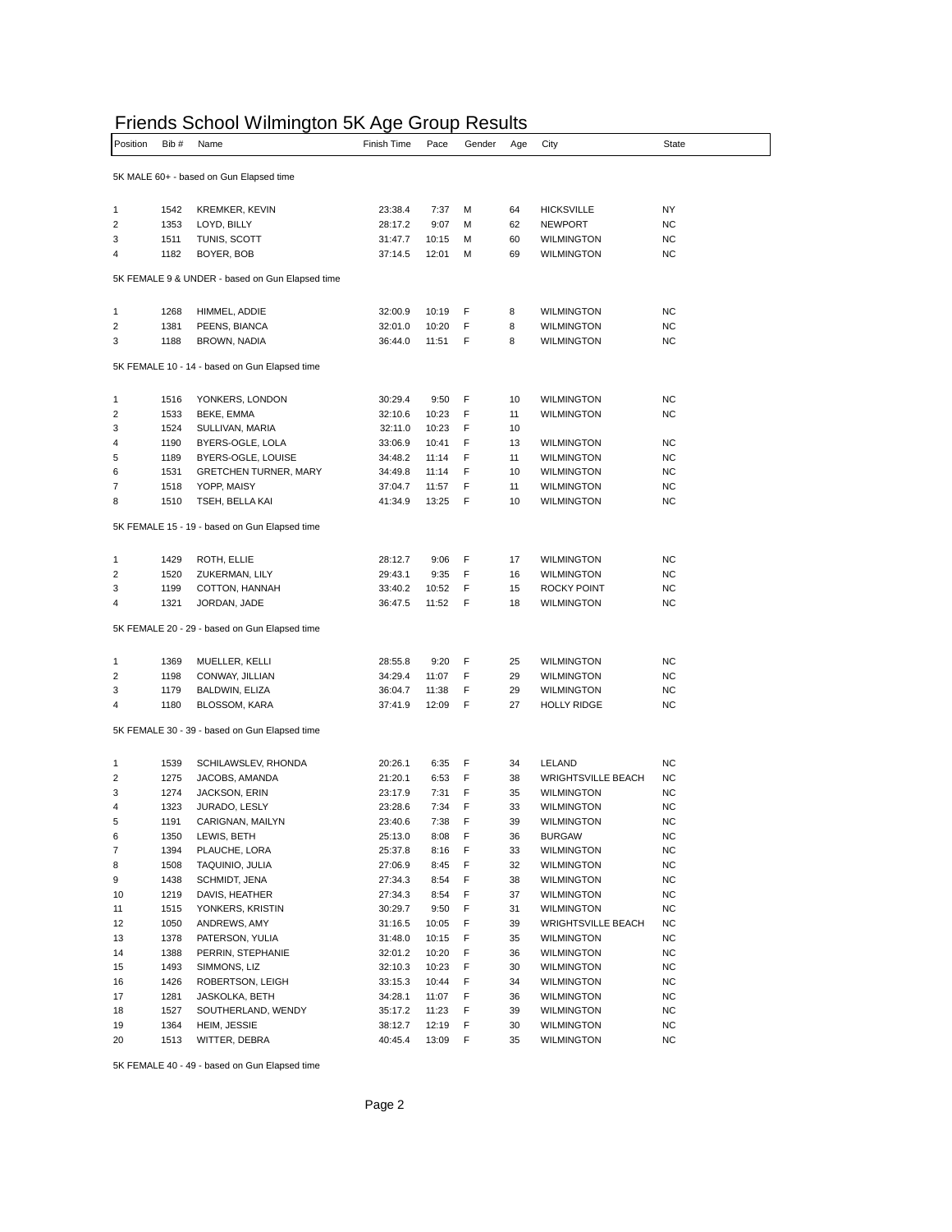# Friends School Wilmington 5K Age Group Results

| Position | Bib # | Name | Finish Time | Pace | Gender | Age | City | State |
|---|---|---|---|---|---|---|---|---|
| 5K MALE 60+ - based on Gun Elapsed time | | | | | | | | |
| 1 | 1542 | KREMKER, KEVIN | 23:38.4 | 7:37 | M | 64 | HICKSVILLE | NY |
| 2 | 1353 | LOYD, BILLY | 28:17.2 | 9:07 | M | 62 | NEWPORT | NC |
| 3 | 1511 | TUNIS, SCOTT | 31:47.7 | 10:15 | M | 60 | WILMINGTON | NC |
| 4 | 1182 | BOYER, BOB | 37:14.5 | 12:01 | M | 69 | WILMINGTON | NC |
| 5K FEMALE 9 & UNDER - based on Gun Elapsed time | | | | | | | | |
| 1 | 1268 | HIMMEL, ADDIE | 32:00.9 | 10:19 | F | 8 | WILMINGTON | NC |
| 2 | 1381 | PEENS, BIANCA | 32:01.0 | 10:20 | F | 8 | WILMINGTON | NC |
| 3 | 1188 | BROWN, NADIA | 36:44.0 | 11:51 | F | 8 | WILMINGTON | NC |
| 5K FEMALE 10 - 14 - based on Gun Elapsed time | | | | | | | | |
| 1 | 1516 | YONKERS, LONDON | 30:29.4 | 9:50 | F | 10 | WILMINGTON | NC |
| 2 | 1533 | BEKE, EMMA | 32:10.6 | 10:23 | F | 11 | WILMINGTON | NC |
| 3 | 1524 | SULLIVAN, MARIA | 32:11.0 | 10:23 | F | 10 | | |
| 4 | 1190 | BYERS-OGLE, LOLA | 33:06.9 | 10:41 | F | 13 | WILMINGTON | NC |
| 5 | 1189 | BYERS-OGLE, LOUISE | 34:48.2 | 11:14 | F | 11 | WILMINGTON | NC |
| 6 | 1531 | GRETCHEN TURNER, MARY | 34:49.8 | 11:14 | F | 10 | WILMINGTON | NC |
| 7 | 1518 | YOPP, MAISY | 37:04.7 | 11:57 | F | 11 | WILMINGTON | NC |
| 8 | 1510 | TSEH, BELLA KAI | 41:34.9 | 13:25 | F | 10 | WILMINGTON | NC |
| 5K FEMALE 15 - 19 - based on Gun Elapsed time | | | | | | | | |
| 1 | 1429 | ROTH, ELLIE | 28:12.7 | 9:06 | F | 17 | WILMINGTON | NC |
| 2 | 1520 | ZUKERMAN, LILY | 29:43.1 | 9:35 | F | 16 | WILMINGTON | NC |
| 3 | 1199 | COTTON, HANNAH | 33:40.2 | 10:52 | F | 15 | ROCKY POINT | NC |
| 4 | 1321 | JORDAN, JADE | 36:47.5 | 11:52 | F | 18 | WILMINGTON | NC |
| 5K FEMALE 20 - 29 - based on Gun Elapsed time | | | | | | | | |
| 1 | 1369 | MUELLER, KELLI | 28:55.8 | 9:20 | F | 25 | WILMINGTON | NC |
| 2 | 1198 | CONWAY, JILLIAN | 34:29.4 | 11:07 | F | 29 | WILMINGTON | NC |
| 3 | 1179 | BALDWIN, ELIZA | 36:04.7 | 11:38 | F | 29 | WILMINGTON | NC |
| 4 | 1180 | BLOSSOM, KARA | 37:41.9 | 12:09 | F | 27 | HOLLY RIDGE | NC |
| 5K FEMALE 30 - 39 - based on Gun Elapsed time | | | | | | | | |
| 1 | 1539 | SCHILAWSLEV, RHONDA | 20:26.1 | 6:35 | F | 34 | LELAND | NC |
| 2 | 1275 | JACOBS, AMANDA | 21:20.1 | 6:53 | F | 38 | WRIGHTSVILLE BEACH | NC |
| 3 | 1274 | JACKSON, ERIN | 23:17.9 | 7:31 | F | 35 | WILMINGTON | NC |
| 4 | 1323 | JURADO, LESLY | 23:28.6 | 7:34 | F | 33 | WILMINGTON | NC |
| 5 | 1191 | CARIGNAN, MAILYN | 23:40.6 | 7:38 | F | 39 | WILMINGTON | NC |
| 6 | 1350 | LEWIS, BETH | 25:13.0 | 8:08 | F | 36 | BURGAW | NC |
| 7 | 1394 | PLAUCHE, LORA | 25:37.8 | 8:16 | F | 33 | WILMINGTON | NC |
| 8 | 1508 | TAQUINIO, JULIA | 27:06.9 | 8:45 | F | 32 | WILMINGTON | NC |
| 9 | 1438 | SCHMIDT, JENA | 27:34.3 | 8:54 | F | 38 | WILMINGTON | NC |
| 10 | 1219 | DAVIS, HEATHER | 27:34.3 | 8:54 | F | 37 | WILMINGTON | NC |
| 11 | 1515 | YONKERS, KRISTIN | 30:29.7 | 9:50 | F | 31 | WILMINGTON | NC |
| 12 | 1050 | ANDREWS, AMY | 31:16.5 | 10:05 | F | 39 | WRIGHTSVILLE BEACH | NC |
| 13 | 1378 | PATERSON, YULIA | 31:48.0 | 10:15 | F | 35 | WILMINGTON | NC |
| 14 | 1388 | PERRIN, STEPHANIE | 32:01.2 | 10:20 | F | 36 | WILMINGTON | NC |
| 15 | 1493 | SIMMONS, LIZ | 32:10.3 | 10:23 | F | 30 | WILMINGTON | NC |
| 16 | 1426 | ROBERTSON, LEIGH | 33:15.3 | 10:44 | F | 34 | WILMINGTON | NC |
| 17 | 1281 | JASKOLKA, BETH | 34:28.1 | 11:07 | F | 36 | WILMINGTON | NC |
| 18 | 1527 | SOUTHERLAND, WENDY | 35:17.2 | 11:23 | F | 39 | WILMINGTON | NC |
| 19 | 1364 | HEIM, JESSIE | 38:12.7 | 12:19 | F | 30 | WILMINGTON | NC |
| 20 | 1513 | WITTER, DEBRA | 40:45.4 | 13:09 | F | 35 | WILMINGTON | NC |
| 5K FEMALE 40 - 49 - based on Gun Elapsed time | | | | | | | | |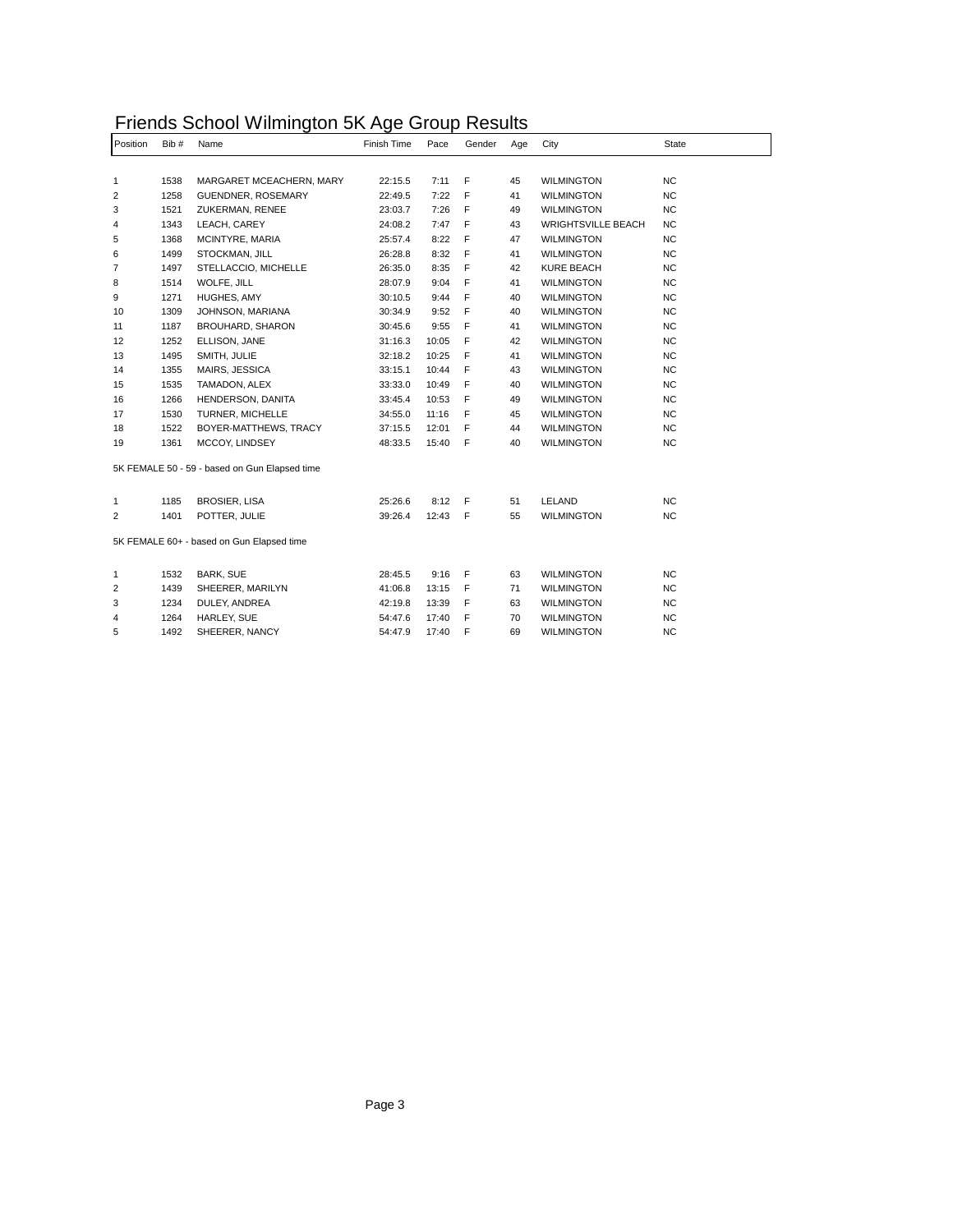# Friends School Wilmington 5K Age Group Results

| Position | Bib # | Name | Finish Time | Pace | Gender | Age | City | State |
|---|---|---|---|---|---|---|---|---|
| 1 | 1538 | MARGARET MCEACHERN, MARY | 22:15.5 | 7:11 | F | 45 | WILMINGTON | NC |
| 2 | 1258 | GUENDNER, ROSEMARY | 22:49.5 | 7:22 | F | 41 | WILMINGTON | NC |
| 3 | 1521 | ZUKERMAN, RENEE | 23:03.7 | 7:26 | F | 49 | WILMINGTON | NC |
| 4 | 1343 | LEACH, CAREY | 24:08.2 | 7:47 | F | 43 | WRIGHTSVILLE BEACH | NC |
| 5 | 1368 | MCINTYRE, MARIA | 25:57.4 | 8:22 | F | 47 | WILMINGTON | NC |
| 6 | 1499 | STOCKMAN, JILL | 26:28.8 | 8:32 | F | 41 | WILMINGTON | NC |
| 7 | 1497 | STELLACCIO, MICHELLE | 26:35.0 | 8:35 | F | 42 | KURE BEACH | NC |
| 8 | 1514 | WOLFE, JILL | 28:07.9 | 9:04 | F | 41 | WILMINGTON | NC |
| 9 | 1271 | HUGHES, AMY | 30:10.5 | 9:44 | F | 40 | WILMINGTON | NC |
| 10 | 1309 | JOHNSON, MARIANA | 30:34.9 | 9:52 | F | 40 | WILMINGTON | NC |
| 11 | 1187 | BROUHARD, SHARON | 30:45.6 | 9:55 | F | 41 | WILMINGTON | NC |
| 12 | 1252 | ELLISON, JANE | 31:16.3 | 10:05 | F | 42 | WILMINGTON | NC |
| 13 | 1495 | SMITH, JULIE | 32:18.2 | 10:25 | F | 41 | WILMINGTON | NC |
| 14 | 1355 | MAIRS, JESSICA | 33:15.1 | 10:44 | F | 43 | WILMINGTON | NC |
| 15 | 1535 | TAMADON, ALEX | 33:33.0 | 10:49 | F | 40 | WILMINGTON | NC |
| 16 | 1266 | HENDERSON, DANITA | 33:45.4 | 10:53 | F | 49 | WILMINGTON | NC |
| 17 | 1530 | TURNER, MICHELLE | 34:55.0 | 11:16 | F | 45 | WILMINGTON | NC |
| 18 | 1522 | BOYER-MATTHEWS, TRACY | 37:15.5 | 12:01 | F | 44 | WILMINGTON | NC |
| 19 | 1361 | MCCOY, LINDSEY | 48:33.5 | 15:40 | F | 40 | WILMINGTON | NC |

5K FEMALE 50 - 59 - based on Gun Elapsed time

| Position | Bib # | Name | Finish Time | Pace | Gender | Age | City | State |
|---|---|---|---|---|---|---|---|---|
| 1 | 1185 | BROSIER, LISA | 25:26.6 | 8:12 | F | 51 | LELAND | NC |
| 2 | 1401 | POTTER, JULIE | 39:26.4 | 12:43 | F | 55 | WILMINGTON | NC |

5K FEMALE 60+ - based on Gun Elapsed time

| Position | Bib # | Name | Finish Time | Pace | Gender | Age | City | State |
|---|---|---|---|---|---|---|---|---|
| 1 | 1532 | BARK, SUE | 28:45.5 | 9:16 | F | 63 | WILMINGTON | NC |
| 2 | 1439 | SHEERER, MARILYN | 41:06.8 | 13:15 | F | 71 | WILMINGTON | NC |
| 3 | 1234 | DULEY, ANDREA | 42:19.8 | 13:39 | F | 63 | WILMINGTON | NC |
| 4 | 1264 | HARLEY, SUE | 54:47.6 | 17:40 | F | 70 | WILMINGTON | NC |
| 5 | 1492 | SHEERER, NANCY | 54:47.9 | 17:40 | F | 69 | WILMINGTON | NC |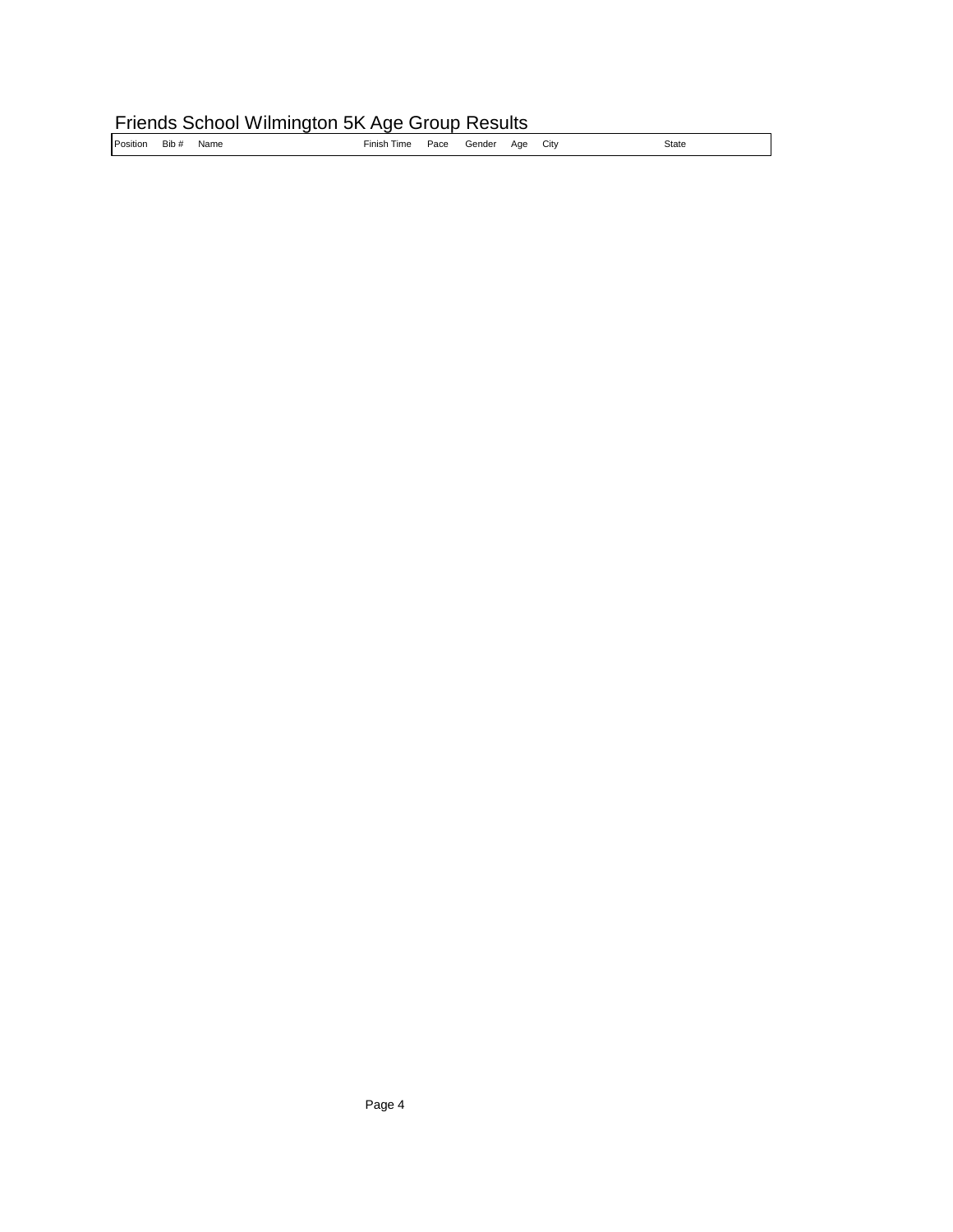# Friends School Wilmington 5K Age Group Results

| Position | Bib # | Name | Finish Time | Pace | Gender | Age | City | State |
|---|---|---|---|---|---|---|---|---|